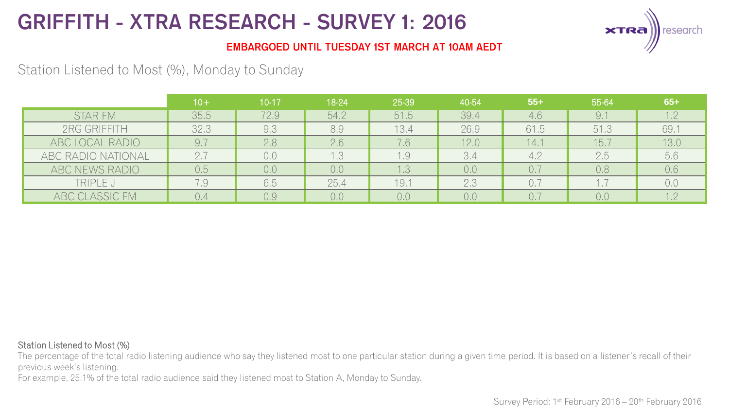# GRIFFITH - XTRA RESEARCH - SURVEY 1: 2016

**EMBARGOED UNTIL TUESDAY 1ST MARCH AT 10AM AEDT**

## Station Listened to Most (%), Monday to Sunday

| | 10+ | 10-17 | 18-24 | 25-39 | 40-54 | **55+** | 55-64 | **65+** |
|---|---|---|---|---|---|---|---|---|
| STAR FM | 35.5 | 72.9 | 54.2 | 51.5 | 39.4 | 4.6 | 9.1 | 1.2 |
| 2RG GRIFFITH | 32.3 | 9.3 | 8.9 | 13.4 | 26.9 | 61.5 | 51.3 | 69.1 |
| ABC LOCAL RADIO | 9.7 | 2.8 | 2.6 | 7.6 | 12.0 | 14.1 | 15.7 | 13.0 |
| ABC RADIO NATIONAL | 2.7 | 0.0 | 1.3 | 1.9 | 3.4 | 4.2 | 2.5 | 5.6 |
| ABC NEWS RADIO | 0.5 | 0.0 | 0.0 | 1.3 | 0.0 | 0.7 | 0.8 | 0.6 |
| TRIPLE J | 7.9 | 6.5 | 25.4 | 19.1 | 2.3 | 0.7 | 1.7 | 0.0 |
| ABC CLASSIC FM | 0.4 | 0.9 | 0.0 | 0.0 | 0.0 | 0.7 | 0.0 | 1.2 |

Station Listened to Most (%)

The percentage of the total radio listening audience who say they listened most to one particular station during a given time period. It is based on a listener's recall of their previous week's listening.

For example, 25.1% of the total radio audience said they listened most to Station A, Monday to Sunday.

Survey Period: 1st February 2016 – 20th February 2016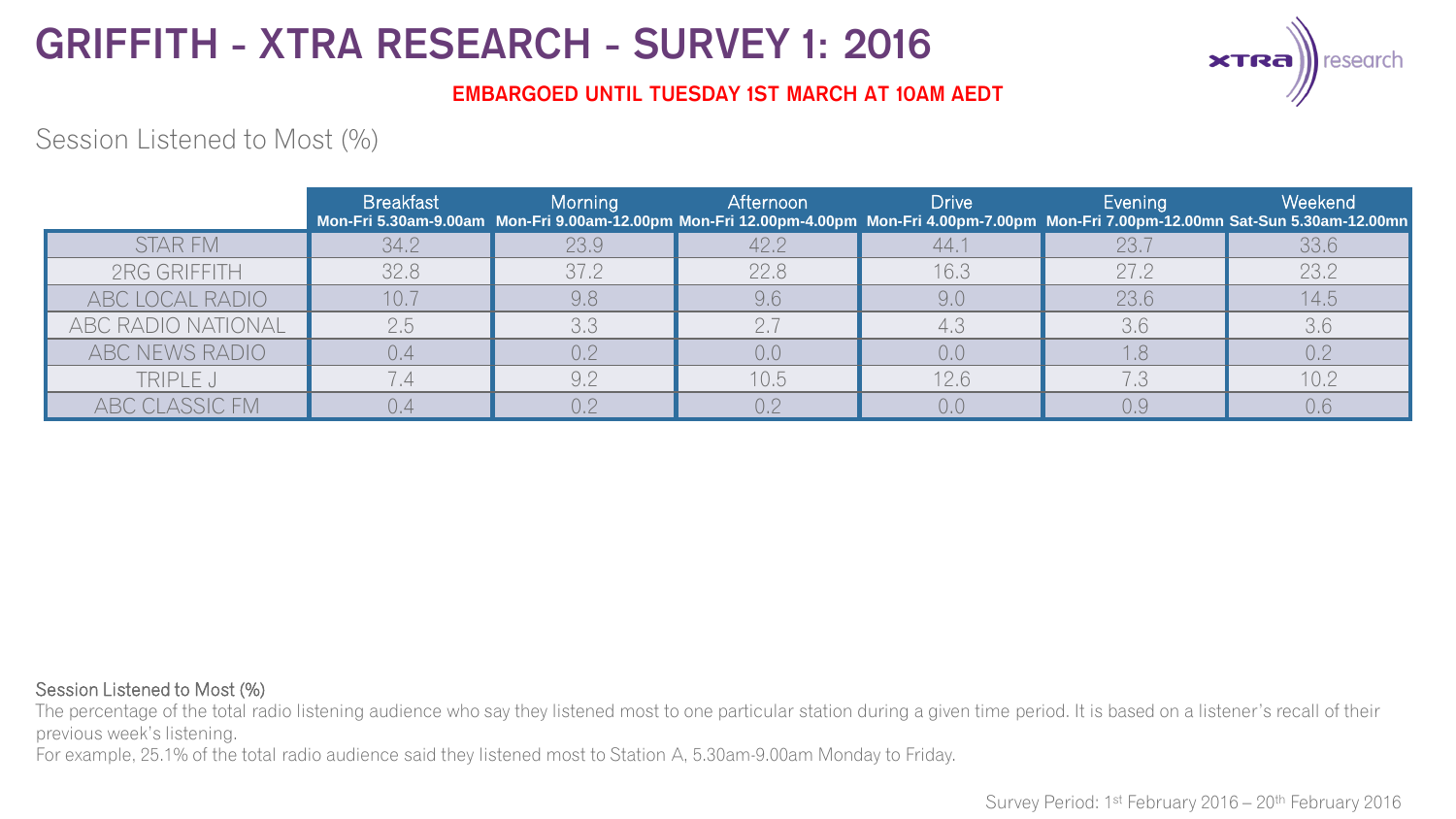# GRIFFITH - XTRA RESEARCH - SURVEY 1: 2016

**EMBARGOED UNTIL TUESDAY 1ST MARCH AT 10AM AEDT**

## Session Listened to Most (%)

| | Breakfast<br>Mon-Fri 5.30am-9.00am | Morning<br>Mon-Fri 9.00am-12.00pm | Afternoon<br>Mon-Fri 12.00pm-4.00pm | Drive<br>Mon-Fri 4.00pm-7.00pm | Evening<br>Mon-Fri 7.00pm-12.00mn | Weekend<br>Sat-Sun 5.30am-12.00mn |
|---|---|---|---|---|---|---|
| STAR FM | 34.2 | 23.9 | 42.2 | 44.1 | 23.7 | 33.6 |
| 2RG GRIFFITH | 32.8 | 37.2 | 22.8 | 16.3 | 27.2 | 23.2 |
| ABC LOCAL RADIO | 10.7 | 9.8 | 9.6 | 9.0 | 23.6 | 14.5 |
| ABC RADIO NATIONAL | 2.5 | 3.3 | 2.7 | 4.3 | 3.6 | 3.6 |
| ABC NEWS RADIO | 0.4 | 0.2 | 0.0 | 0.0 | 1.8 | 0.2 |
| TRIPLE J | 7.4 | 9.2 | 10.5 | 12.6 | 7.3 | 10.2 |
| ABC CLASSIC FM | 0.4 | 0.2 | 0.2 | 0.0 | 0.9 | 0.6 |

Session Listened to Most (%)

The percentage of the total radio listening audience who say they listened most to one particular station during a given time period. It is based on a listener's recall of their previous week's listening.

For example, 25.1% of the total radio audience said they listened most to Station A, 5.30am-9.00am Monday to Friday.

Survey Period: 1st February 2016 – 20th February 2016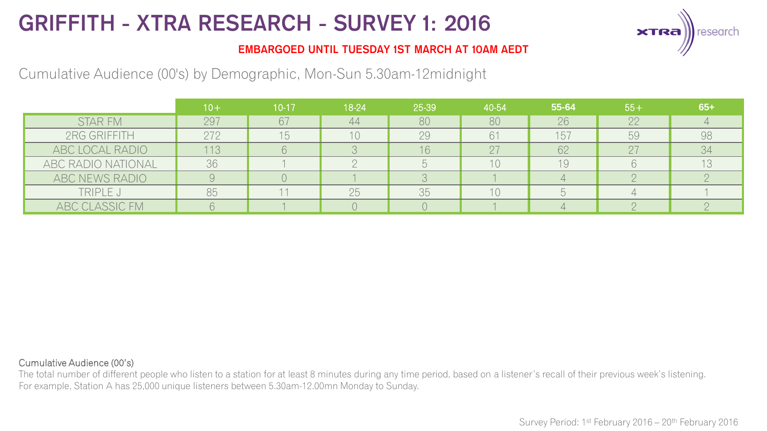# GRIFFITH - XTRA RESEARCH - SURVEY 1: 2016

**EMBARGOED UNTIL TUESDAY 1ST MARCH AT 10AM AEDT**

Cumulative Audience (00's) by Demographic, Mon-Sun 5.30am-12midnight

| | 10+ | 10-17 | 18-24 | 25-39 | 40-54 | 55-64 | 55+ | 65+ |
|---|---|---|---|---|---|---|---|---|
| STAR FM | 297 | 67 | 44 | 80 | 80 | 26 | 22 | 4 |
| 2RG GRIFFITH | 272 | 15 | 10 | 29 | 61 | 157 | 59 | 98 |
| ABC LOCAL RADIO | 113 | 6 | 3 | 16 | 27 | 62 | 27 | 34 |
| ABC RADIO NATIONAL | 36 | 1 | 2 | 5 | 10 | 19 | 6 | 13 |
| ABC NEWS RADIO | 9 | 0 | 1 | 3 | 1 | 4 | 2 | 2 |
| TRIPLE J | 85 | 11 | 25 | 35 | 10 | 5 | 4 | 1 |
| ABC CLASSIC FM | 6 | 1 | 0 | 0 | 1 | 4 | 2 | 2 |

Cumulative Audience (00's)

The total number of different people who listen to a station for at least 8 minutes during any time period, based on a listener's recall of their previous week's listening. For example, Station A has 25,000 unique listeners between 5.30am-12.00mn Monday to Sunday.

Survey Period: 1st February 2016 – 20th February 2016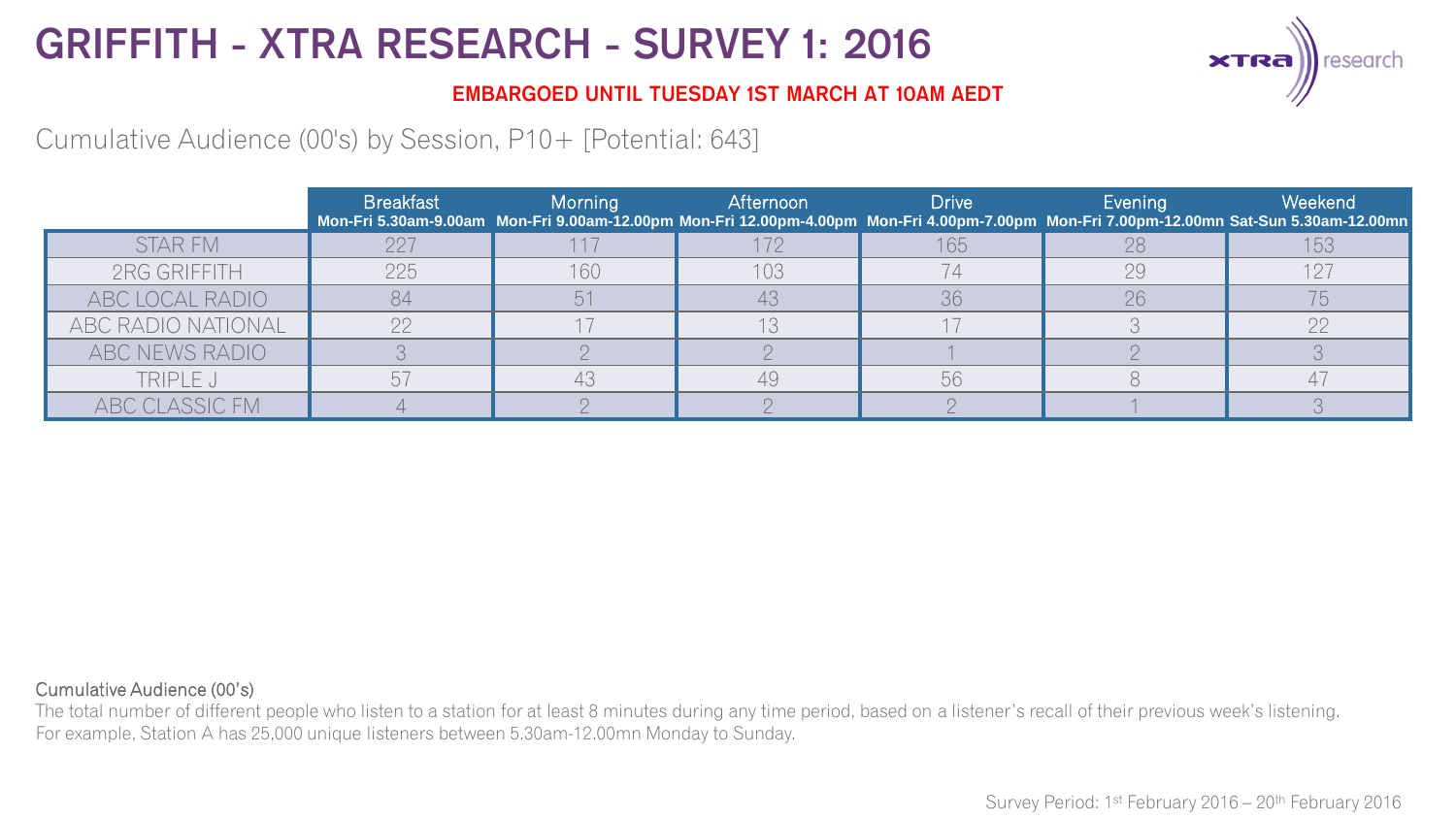# GRIFFITH - XTRA RESEARCH - SURVEY 1: 2016

**EMBARGOED UNTIL TUESDAY 1ST MARCH AT 10AM AEDT**

Cumulative Audience (00's) by Session, P10+ [Potential: 643]

| | Breakfast Mon-Fri 5.30am-9.00am | Morning Mon-Fri 9.00am-12.00pm | Afternoon Mon-Fri 12.00pm-4.00pm | Drive Mon-Fri 4.00pm-7.00pm | Evening Mon-Fri 7.00pm-12.00mn | Weekend Sat-Sun 5.30am-12.00mn |
|---|---|---|---|---|---|---|
| STAR FM | 227 | 117 | 172 | 165 | 28 | 153 |
| 2RG GRIFFITH | 225 | 160 | 103 | 74 | 29 | 127 |
| ABC LOCAL RADIO | 84 | 51 | 43 | 36 | 26 | 75 |
| ABC RADIO NATIONAL | 22 | 17 | 13 | 17 | 3 | 22 |
| ABC NEWS RADIO | 3 | 2 | 2 | 1 | 2 | 3 |
| TRIPLE J | 57 | 43 | 49 | 56 | 8 | 47 |
| ABC CLASSIC FM | 4 | 2 | 2 | 2 | 1 | 3 |

Cumulative Audience (00's)

The total number of different people who listen to a station for at least 8 minutes during any time period, based on a listener's recall of their previous week's listening. For example, Station A has 25,000 unique listeners between 5.30am-12.00mn Monday to Sunday.

Survey Period: 1st February 2016 – 20th February 2016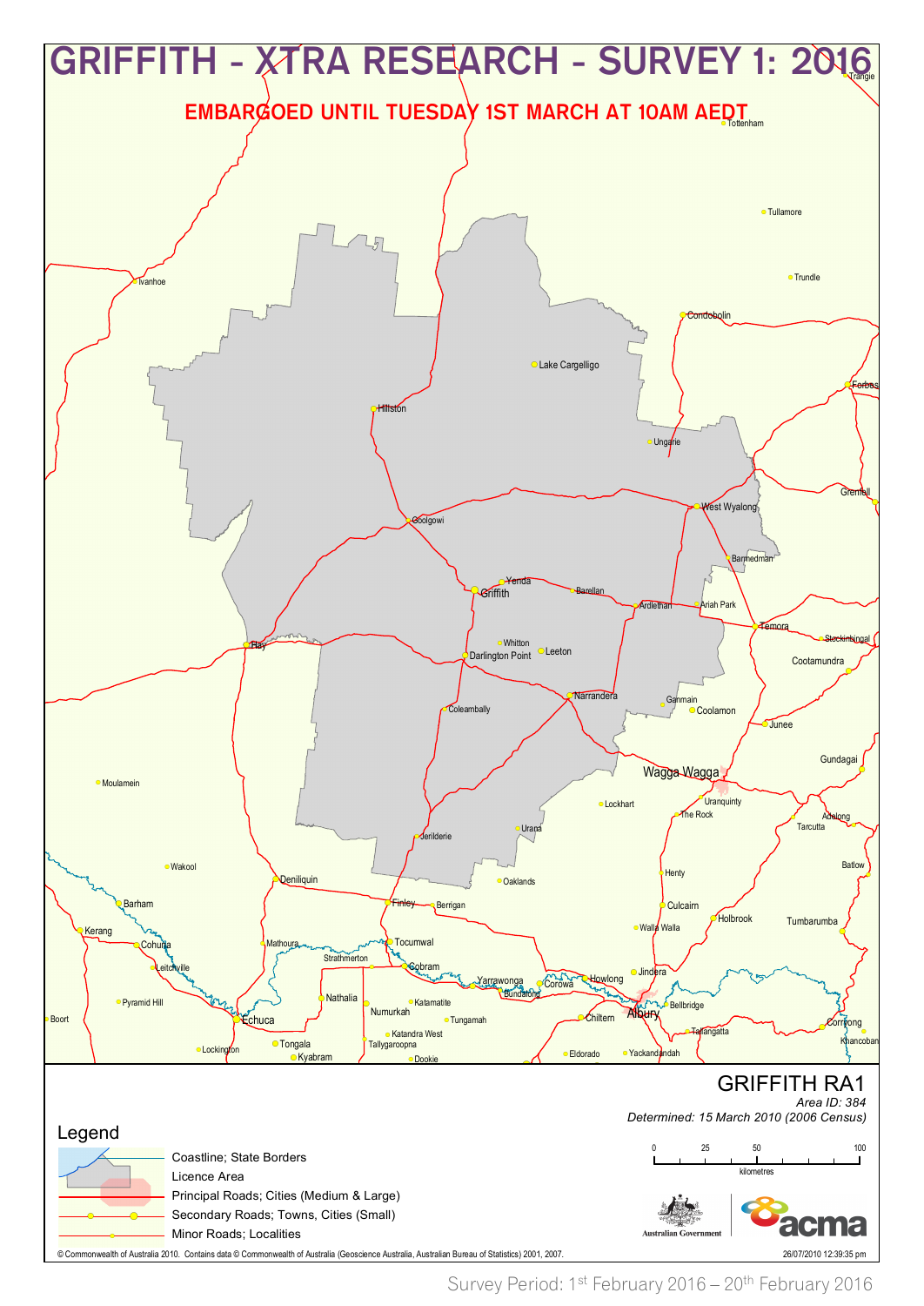# GRIFFITH - XTRA RESEARCH - SURVEY 1: 2016

## EMBARGOED UNTIL TUESDAY 1ST MARCH AT 10AM AEDT

Trangie
Tottenham
Tullamore
Trundle
Ivanhoe
Condobolin
Lake Cargelligo
Forbes
Hillston
Ungarie
Grenfell
West Wyalong
Goolgowi
Barmedman
Yenda
Griffith
Barellan
Ardlethan
Ariah Park
Temora
Stockinbingal
Hay
Whitton
Darlington Point
Leeton
Cootamundra
Narrandera
Ganmain
Coolamon
Coleambally
Junee
Gundagai
Moulamein
Wagga Wagga
Lockhart
Uranquinty
The Rock
Adelong
Tarcutta
Jerilderie
Urana
Wakool
Batlow
Henty
Deniliquin
Oaklands
Finley
Berrigan
Culcairn
Barham
Holbrook
Tumbarumba
Walla Walla
Kerang
Tocumwal
Cohuna
Mathoura
Strathmerton
Leitchville
Cobram
Jindera
Yarrawonga
Howlong
Corowa
Bundalong
Nathalia
Katamatite
Albury
Bellbridge
Pyramid Hill
Numurkah
Echuca
Tungamah
Chiltern
Boort
Corryong
Katandra West
Tallangatta
Tongala
Khancoban
Lockington
Tallygaroopna
Kyabram
Dookie
Eldorado
Yackandandah

GRIFFITH RA1

*Area ID: 384*

*Determined: 15 March 2010 (2006 Census)*

0 25 50 100

kilometres

Legend

Coastline; State Borders

Licence Area

Principal Roads; Cities (Medium & Large)

Secondary Roads; Towns, Cities (Small)

Minor Roads; Localities

Australian Government

acma

© Commonwealth of Australia 2010. Contains data © Commonwealth of Australia (Geoscience Australia, Australian Bureau of Statistics) 2001, 2007.

26/07/2010 12:39:35 pm

Survey Period: 1st February 2016 – 20th February 2016